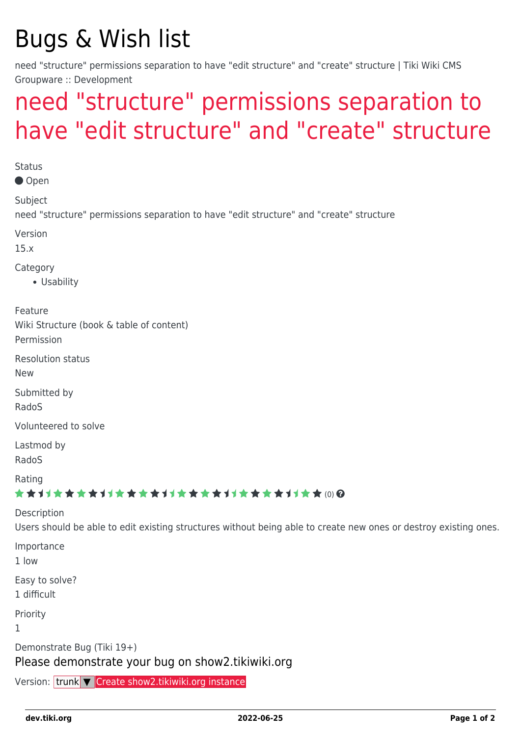# Bugs & Wish list

need "structure" permissions separation to have "edit structure" and "create" structure | Tiki Wiki CMS Groupware :: Development

## need "structure" permissions separation to have "edit structure" and "create" structure

Status

● Open

Subject

need "structure" permissions separation to have "edit structure" and "create" structure

Version

15.x

Category

- Usability

Feature

Wiki Structure (book & table of content)

Permission

Resolution status

New

Submitted by

RadoS

Volunteered to solve

Lastmod by

RadoS

Rating

(0)

Description

Users should be able to edit existing structures without being able to create new ones or destroy existing ones.

Importance

1 low

Easy to solve?

1 difficult

Priority

1

Demonstrate Bug (Tiki 19+)

Please demonstrate your bug on show2.tikiwiki.org

Version: trunk ▼ Create show2.tikiwiki.org instance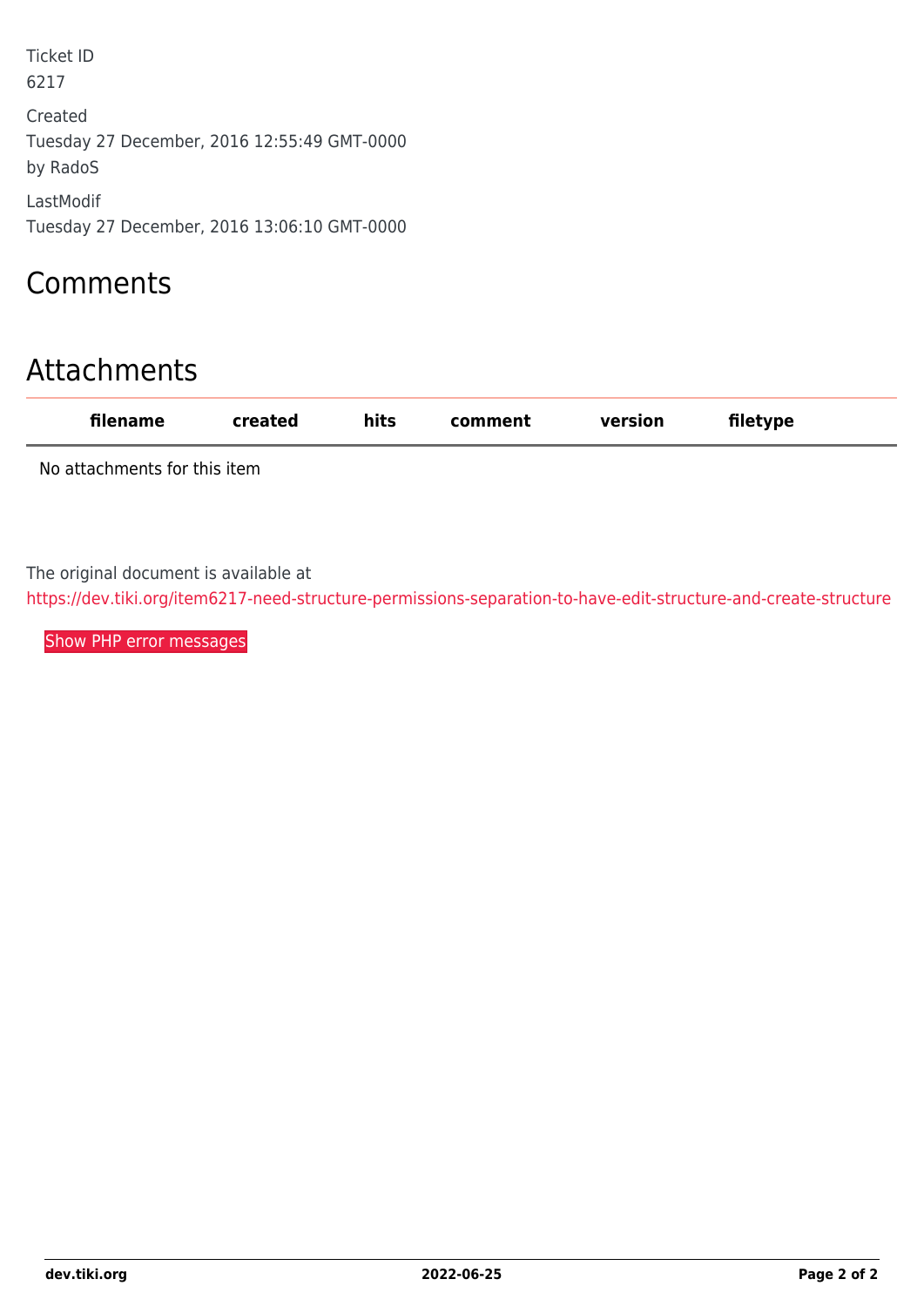Ticket ID
6217

Created
Tuesday 27 December, 2016 12:55:49 GMT-0000
by RadoS

LastModif
Tuesday 27 December, 2016 13:06:10 GMT-0000

## Comments

## Attachments

| filename | created | hits | comment | version | filetype |
| --- | --- | --- | --- | --- | --- |
| No attachments for this item | | | | | |

The original document is available at
https://dev.tiki.org/item6217-need-structure-permissions-separation-to-have-edit-structure-and-create-structure

Show PHP error messages